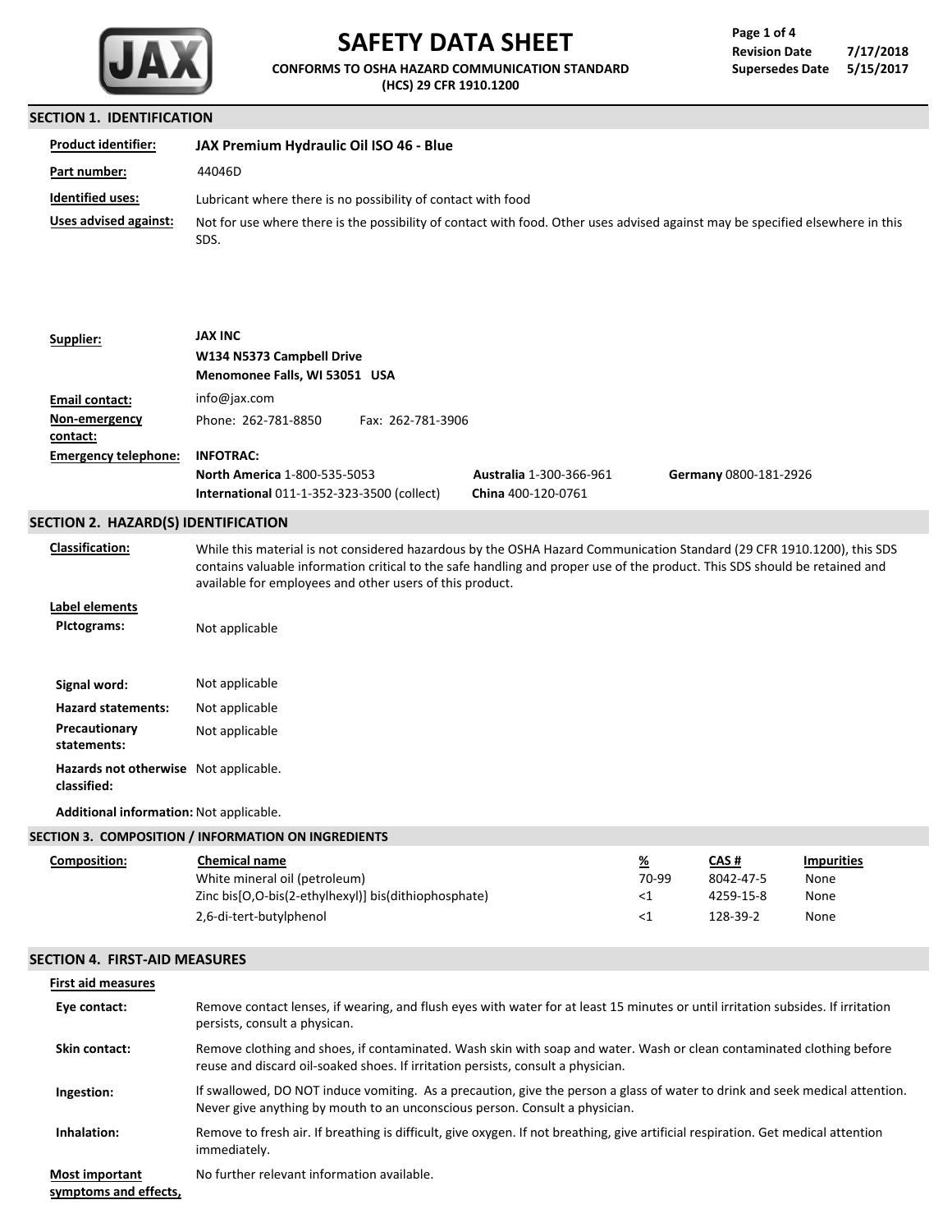# SAFETY DATA SHEET

**CONFORMS TO OSHA HAZARD COMMUNICATION STANDARD (HCS) 29 CFR 1910.1200**

**Revision Date** 7/17/2018
**Supersedes Date** 5/15/2017

## SECTION 1. IDENTIFICATION

**Product identifier:** **JAX Premium Hydraulic Oil ISO 46 - Blue**

**Part number:** 44046D

**Identified uses:** Lubricant where there is no possibility of contact with food

**Uses advised against:** Not for use where there is the possibility of contact with food. Other uses advised against may be specified elsewhere in this SDS.

**Supplier:** **JAX INC**
**W134 N5373 Campbell Drive**
**Menomonee Falls, WI 53051 USA**

**Email contact:** info@jax.com

**Non-emergency contact:** Phone: 262-781-8850 Fax: 262-781-3906

**Emergency telephone:** **INFOTRAC:**
**North America** 1-800-535-5053
**International** 011-1-352-323-3500 (collect)
**Australia** 1-300-366-961
**China** 400-120-0761
**Germany** 0800-181-2926

## SECTION 2. HAZARD(S) IDENTIFICATION

**Classification:** While this material is not considered hazardous by the OSHA Hazard Communication Standard (29 CFR 1910.1200), this SDS contains valuable information critical to the safe handling and proper use of the product. This SDS should be retained and available for employees and other users of this product.

**Label elements**

**PIctograms:** Not applicable

**Signal word:** Not applicable

**Hazard statements:** Not applicable

**Precautionary statements:** Not applicable

**Hazards not otherwise classified:** Not applicable.

**Additional information:** Not applicable.

## SECTION 3. COMPOSITION / INFORMATION ON INGREDIENTS

**Composition:**

| Chemical name | % | CAS # | Impurities |
|---|---|---|---|
| White mineral oil (petroleum) | 70-99 | 8042-47-5 | None |
| Zinc bis[O,O-bis(2-ethylhexyl)] bis(dithiophosphate) | <1 | 4259-15-8 | None |
| 2,6-di-tert-butylphenol | <1 | 128-39-2 | None |

## SECTION 4. FIRST-AID MEASURES

**First aid measures**

**Eye contact:** Remove contact lenses, if wearing, and flush eyes with water for at least 15 minutes or until irritation subsides. If irritation persists, consult a physican.

**Skin contact:** Remove clothing and shoes, if contaminated. Wash skin with soap and water. Wash or clean contaminated clothing before reuse and discard oil-soaked shoes. If irritation persists, consult a physician.

**Ingestion:** If swallowed, DO NOT induce vomiting. As a precaution, give the person a glass of water to drink and seek medical attention. Never give anything by mouth to an unconscious person. Consult a physician.

**Inhalation:** Remove to fresh air. If breathing is difficult, give oxygen. If not breathing, give artificial respiration. Get medical attention immediately.

**Most important symptoms and effects,** No further relevant information available.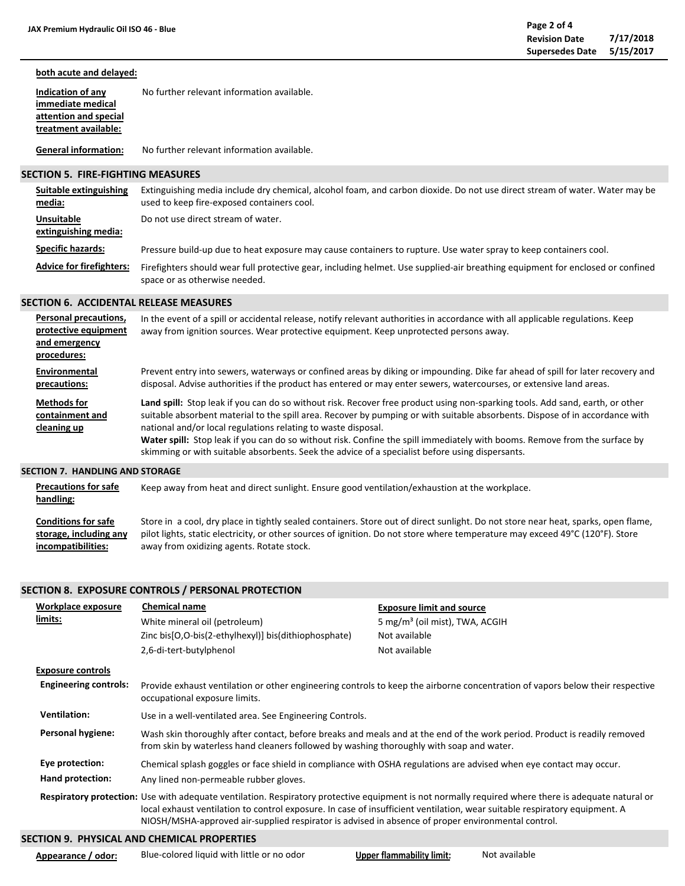**both acute and delayed:**

**Indication of any immediate medical attention and special treatment available:** No further relevant information available.

**General information:** No further relevant information available.

## SECTION 5. FIRE-FIGHTING MEASURES

**Suitable extinguishing media:** Extinguishing media include dry chemical, alcohol foam, and carbon dioxide. Do not use direct stream of water. Water may be used to keep fire-exposed containers cool.

**Unsuitable extinguishing media:** Do not use direct stream of water.

**Specific hazards:** Pressure build-up due to heat exposure may cause containers to rupture. Use water spray to keep containers cool.

**Advice for firefighters:** Firefighters should wear full protective gear, including helmet. Use supplied-air breathing equipment for enclosed or confined space or as otherwise needed.

## SECTION 6. ACCIDENTAL RELEASE MEASURES

**Personal precautions, protective equipment and emergency procedures:** In the event of a spill or accidental release, notify relevant authorities in accordance with all applicable regulations. Keep away from ignition sources. Wear protective equipment. Keep unprotected persons away.

**Environmental precautions:** Prevent entry into sewers, waterways or confined areas by diking or impounding. Dike far ahead of spill for later recovery and disposal. Advise authorities if the product has entered or may enter sewers, watercourses, or extensive land areas.

**Methods for containment and cleaning up**

**Land spill:** Stop leak if you can do so without risk. Recover free product using non-sparking tools. Add sand, earth, or other suitable absorbent material to the spill area. Recover by pumping or with suitable absorbents. Dispose of in accordance with national and/or local regulations relating to waste disposal.

**Water spill:** Stop leak if you can do so without risk. Confine the spill immediately with booms. Remove from the surface by skimming or with suitable absorbents. Seek the advice of a specialist before using dispersants.

## SECTION 7. HANDLING AND STORAGE

**Precautions for safe handling:** Keep away from heat and direct sunlight. Ensure good ventilation/exhaustion at the workplace.

**Conditions for safe storage, including any incompatibilities:** Store in a cool, dry place in tightly sealed containers. Store out of direct sunlight. Do not store near heat, sparks, open flame, pilot lights, static electricity, or other sources of ignition. Do not store where temperature may exceed 49°C (120°F). Store away from oxidizing agents. Rotate stock.

## SECTION 8. EXPOSURE CONTROLS / PERSONAL PROTECTION

**Workplace exposure limits:**

| Chemical name | Exposure limit and source |
|---|---|
| White mineral oil (petroleum) | 5 mg/m³ (oil mist), TWA, ACGIH |
| Zinc bis[O,O-bis(2-ethylhexyl)] bis(dithiophosphate) | Not available |
| 2,6-di-tert-butylphenol | Not available |

**Exposure controls**

**Engineering controls:** Provide exhaust ventilation or other engineering controls to keep the airborne concentration of vapors below their respective occupational exposure limits.

**Ventilation:** Use in a well-ventilated area. See Engineering Controls.

**Personal hygiene:** Wash skin thoroughly after contact, before breaks and meals and at the end of the work period. Product is readily removed from skin by waterless hand cleaners followed by washing thoroughly with soap and water.

**Eye protection:** Chemical splash goggles or face shield in compliance with OSHA regulations are advised when eye contact may occur.

**Hand protection:** Any lined non-permeable rubber gloves.

**Respiratory protection:** Use with adequate ventilation. Respiratory protective equipment is not normally required where there is adequate natural or local exhaust ventilation to control exposure. In case of insufficient ventilation, wear suitable respiratory equipment. A NIOSH/MSHA-approved air-supplied respirator is advised in absence of proper environmental control.

## SECTION 9. PHYSICAL AND CHEMICAL PROPERTIES

**Appearance / odor:** Blue-colored liquid with little or no odor

**Upper flammability limit:** Not available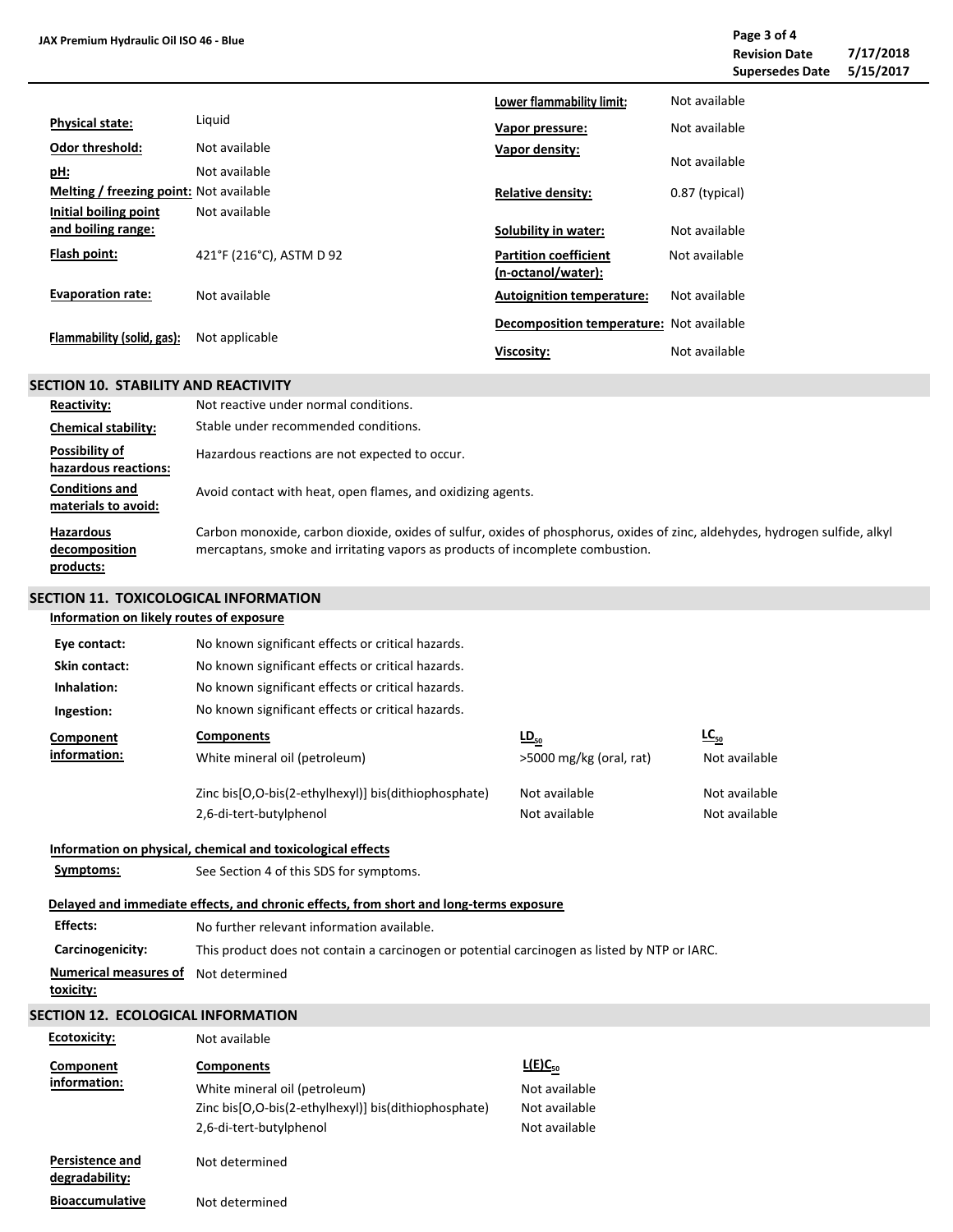| | | | |
|---|---|---|---|
| **Physical state:** | Liquid | **Lower flammability limit:** | Not available |
| **Odor threshold:** | Not available | **Vapor pressure:** | Not available |
| **pH:** | Not available | **Vapor density:** | Not available |
| **Melting / freezing point:** | Not available | **Relative density:** | 0.87 (typical) |
| **Initial boiling point and boiling range:** | Not available | **Solubility in water:** | Not available |
| **Flash point:** | 421°F (216°C), ASTM D 92 | **Partition coefficient (n-octanol/water):** | Not available |
| **Evaporation rate:** | Not available | **Autoignition temperature:** | Not available |
| **Flammability (solid, gas):** | Not applicable | **Decomposition temperature:** | Not available |
| | | **Viscosity:** | Not available |

## SECTION 10. STABILITY AND REACTIVITY

**Reactivity:** Not reactive under normal conditions.

**Chemical stability:** Stable under recommended conditions.

**Possibility of hazardous reactions:** Hazardous reactions are not expected to occur.

**Conditions and materials to avoid:** Avoid contact with heat, open flames, and oxidizing agents.

**Hazardous decomposition products:** Carbon monoxide, carbon dioxide, oxides of sulfur, oxides of phosphorus, oxides of zinc, aldehydes, hydrogen sulfide, alkyl mercaptans, smoke and irritating vapors as products of incomplete combustion.

## SECTION 11. TOXICOLOGICAL INFORMATION

**Information on likely routes of exposure**

**Eye contact:** No known significant effects or critical hazards.

**Skin contact:** No known significant effects or critical hazards.

**Inhalation:** No known significant effects or critical hazards.

**Ingestion:** No known significant effects or critical hazards.

**Component information:**

| Components | $LD_{50}$ | $LC_{50}$ |
|---|---|---|
| White mineral oil (petroleum) | >5000 mg/kg (oral, rat) | Not available |
| Zinc bis[O,O-bis(2-ethylhexyl)] bis(dithiophosphate) | Not available | Not available |
| 2,6-di-tert-butylphenol | Not available | Not available |

**Information on physical, chemical and toxicological effects**

**Symptoms:** See Section 4 of this SDS for symptoms.

**Delayed and immediate effects, and chronic effects, from short and long-terms exposure**

**Effects:** No further relevant information available.

**Carcinogenicity:** This product does not contain a carcinogen or potential carcinogen as listed by NTP or IARC.

**Numerical measures of toxicity:** Not determined

## SECTION 12. ECOLOGICAL INFORMATION

**Ecotoxicity:** Not available

**Component information:**

| Components | $L(E)C_{50}$ |
|---|---|
| White mineral oil (petroleum) | Not available |
| Zinc bis[O,O-bis(2-ethylhexyl)] bis(dithiophosphate) | Not available |
| 2,6-di-tert-butylphenol | Not available |

**Persistence and degradability:** Not determined

**Bioaccumulative** Not determined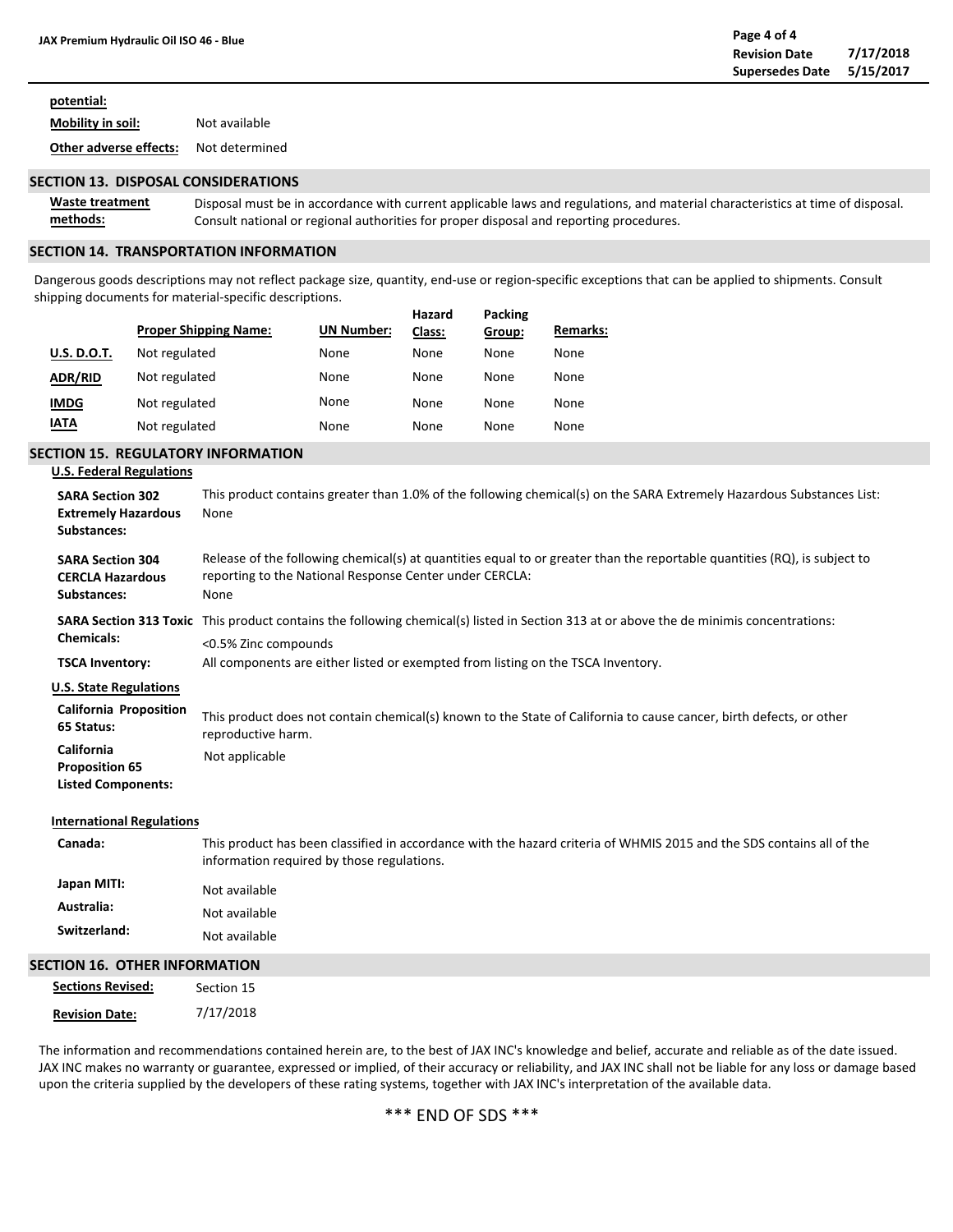**potential:**

**Mobility in soil:** Not available

**Other adverse effects:** Not determined

## SECTION 13. DISPOSAL CONSIDERATIONS

**Waste treatment methods:** Disposal must be in accordance with current applicable laws and regulations, and material characteristics at time of disposal. Consult national or regional authorities for proper disposal and reporting procedures.

## SECTION 14. TRANSPORTATION INFORMATION

Dangerous goods descriptions may not reflect package size, quantity, end-use or region-specific exceptions that can be applied to shipments. Consult shipping documents for material-specific descriptions.

| | Proper Shipping Name: | UN Number: | Hazard Class: | Packing Group: | Remarks: |
|---|---|---|---|---|---|
| **U.S. D.O.T.** | Not regulated | None | None | None | None |
| **ADR/RID** | Not regulated | None | None | None | None |
| **IMDG** | Not regulated | None | None | None | None |
| **IATA** | Not regulated | None | None | None | None |

## SECTION 15. REGULATORY INFORMATION

**U.S. Federal Regulations**

**SARA Section 302 Extremely Hazardous Substances:** This product contains greater than 1.0% of the following chemical(s) on the SARA Extremely Hazardous Substances List:
None

**SARA Section 304 CERCLA Hazardous Substances:** Release of the following chemical(s) at quantities equal to or greater than the reportable quantities (RQ), is subject to reporting to the National Response Center under CERCLA:
None

**SARA Section 313 Toxic Chemicals:** This product contains the following chemical(s) listed in Section 313 at or above the de minimis concentrations:
<0.5% Zinc compounds

**TSCA Inventory:** All components are either listed or exempted from listing on the TSCA Inventory.

**U.S. State Regulations**

**California Proposition 65 Status:** This product does not contain chemical(s) known to the State of California to cause cancer, birth defects, or other reproductive harm.

**California Proposition 65 Listed Components:** Not applicable

**International Regulations**

**Canada:** This product has been classified in accordance with the hazard criteria of WHMIS 2015 and the SDS contains all of the information required by those regulations.

**Japan MITI:** Not available

**Australia:** Not available

**Switzerland:** Not available

## SECTION 16. OTHER INFORMATION

**Sections Revised:** Section 15

**Revision Date:** 7/17/2018

The information and recommendations contained herein are, to the best of JAX INC's knowledge and belief, accurate and reliable as of the date issued. JAX INC makes no warranty or guarantee, expressed or implied, of their accuracy or reliability, and JAX INC shall not be liable for any loss or damage based upon the criteria supplied by the developers of these rating systems, together with JAX INC's interpretation of the available data.

*** END OF SDS ***